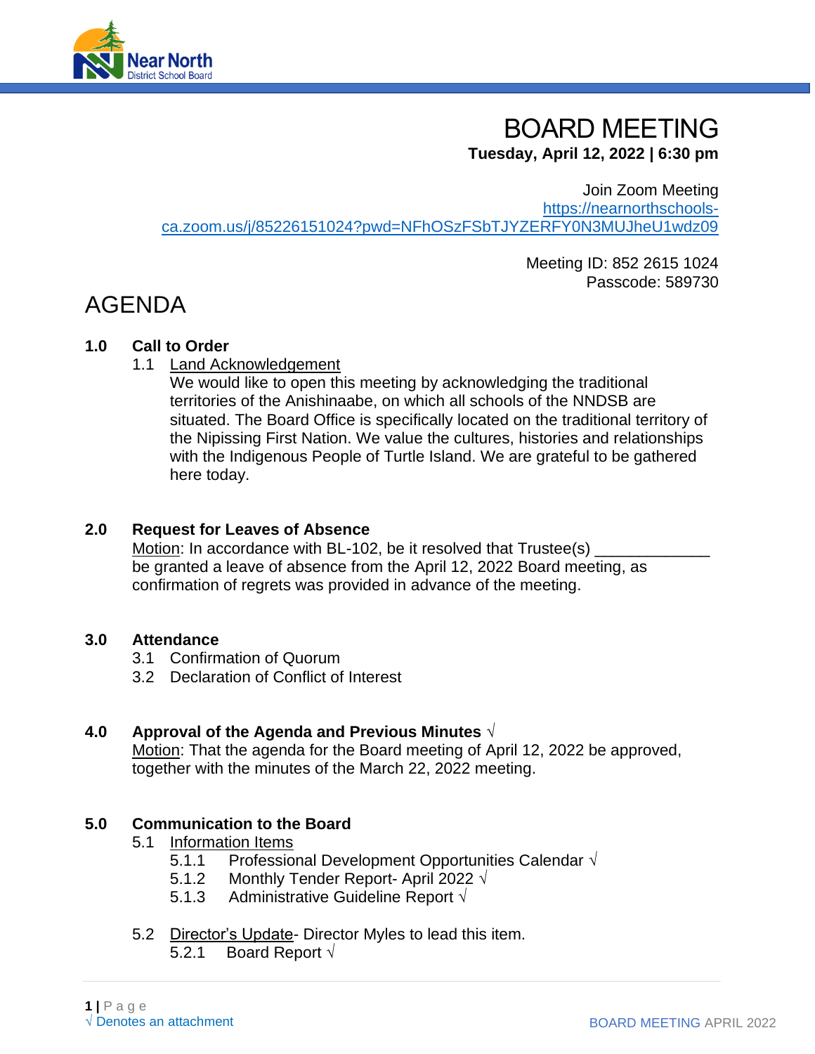# BOARD MEETING

**Tuesday, April 12, 2022 | 6:30 pm**

Join Zoom Meeting
https://nearnorthschools-ca.zoom.us/j/85226151024?pwd=NFhOSzFSbTJYZERFY0N3MUJheU1wdz09

Meeting ID: 852 2615 1024
Passcode: 589730

# AGENDA

**1.0 Call to Order**

1.1 Land Acknowledgement

We would like to open this meeting by acknowledging the traditional territories of the Anishinaabe, on which all schools of the NNDSB are situated. The Board Office is specifically located on the traditional territory of the Nipissing First Nation. We value the cultures, histories and relationships with the Indigenous People of Turtle Island. We are grateful to be gathered here today.

**2.0 Request for Leaves of Absence**

Motion: In accordance with BL-102, be it resolved that Trustee(s) _____________ be granted a leave of absence from the April 12, 2022 Board meeting, as confirmation of regrets was provided in advance of the meeting.

**3.0 Attendance**

3.1 Confirmation of Quorum
3.2 Declaration of Conflict of Interest

**4.0 Approval of the Agenda and Previous Minutes √**

Motion: That the agenda for the Board meeting of April 12, 2022 be approved, together with the minutes of the March 22, 2022 meeting.

**5.0 Communication to the Board**

5.1 Information Items

5.1.1 Professional Development Opportunities Calendar √
5.1.2 Monthly Tender Report- April 2022 √
5.1.3 Administrative Guideline Report √

5.2 Director's Update- Director Myles to lead this item.

5.2.1 Board Report √

√ Denotes an attachment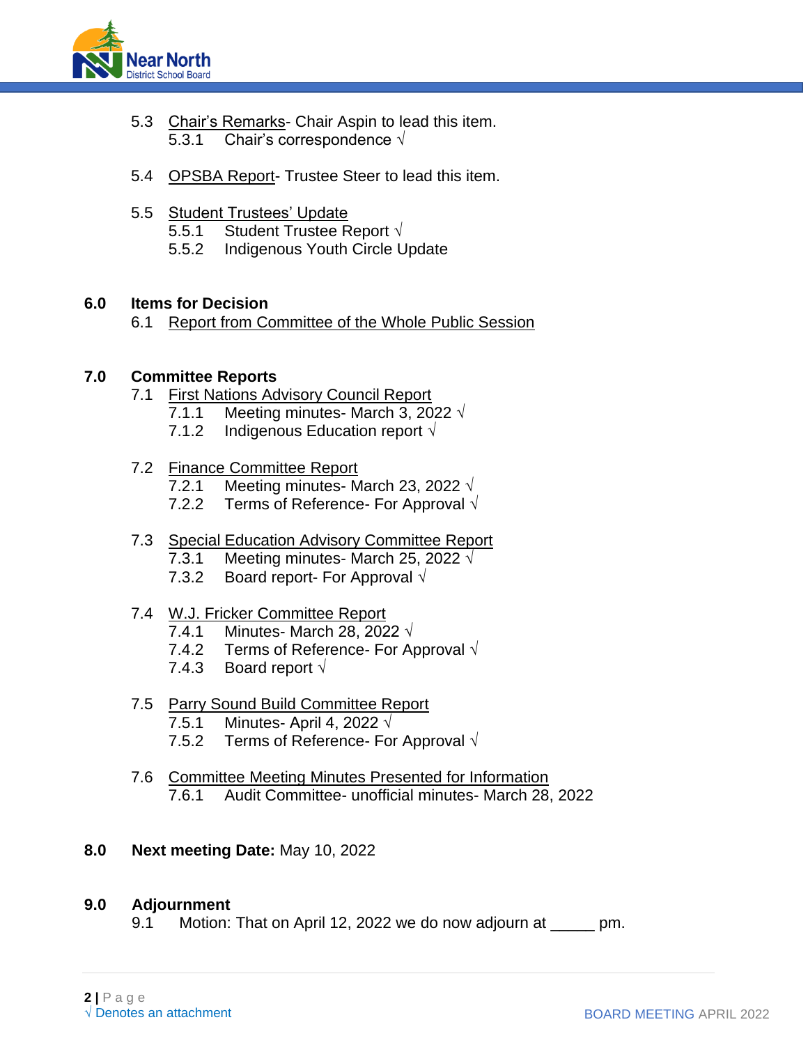5.3 Chair's Remarks- Chair Aspin to lead this item.
- 5.3.1 Chair's correspondence √

5.4 OPSBA Report- Trustee Steer to lead this item.

5.5 Student Trustees' Update
- 5.5.1 Student Trustee Report √
- 5.5.2 Indigenous Youth Circle Update

**6.0 Items for Decision**

6.1 Report from Committee of the Whole Public Session

**7.0 Committee Reports**

7.1 First Nations Advisory Council Report
- 7.1.1 Meeting minutes- March 3, 2022 √
- 7.1.2 Indigenous Education report √

7.2 Finance Committee Report
- 7.2.1 Meeting minutes- March 23, 2022 √
- 7.2.2 Terms of Reference- For Approval √

7.3 Special Education Advisory Committee Report
- 7.3.1 Meeting minutes- March 25, 2022 √
- 7.3.2 Board report- For Approval √

7.4 W.J. Fricker Committee Report
- 7.4.1 Minutes- March 28, 2022 √
- 7.4.2 Terms of Reference- For Approval √
- 7.4.3 Board report √

7.5 Parry Sound Build Committee Report
- 7.5.1 Minutes- April 4, 2022 √
- 7.5.2 Terms of Reference- For Approval √

7.6 Committee Meeting Minutes Presented for Information
- 7.6.1 Audit Committee- unofficial minutes- March 28, 2022

**8.0 Next meeting Date:** May 10, 2022

**9.0 Adjournment**

9.1 Motion: That on April 12, 2022 we do now adjourn at _____ pm.

√ Denotes an attachment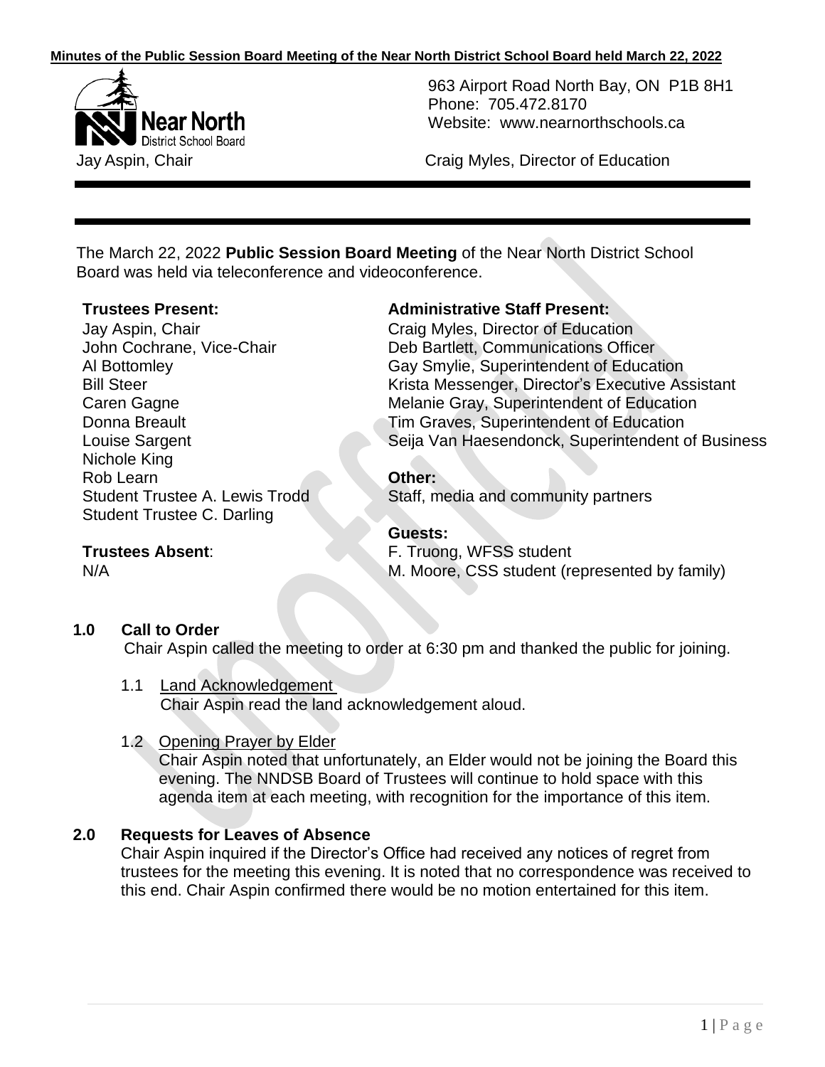The March 22, 2022 **Public Session Board Meeting** of the Near North District School Board was held via teleconference and videoconference.

**Trustees Present:**
Jay Aspin, Chair
John Cochrane, Vice-Chair
Al Bottomley
Bill Steer
Caren Gagne
Donna Breault
Louise Sargent
Nichole King
Rob Learn
Student Trustee A. Lewis Trodd
Student Trustee C. Darling

**Trustees Absent**:
N/A

**Administrative Staff Present:**
Craig Myles, Director of Education
Deb Bartlett, Communications Officer
Gay Smylie, Superintendent of Education
Krista Messenger, Director's Executive Assistant
Melanie Gray, Superintendent of Education
Tim Graves, Superintendent of Education
Seija Van Haesendonck, Superintendent of Business

**Other:**
Staff, media and community partners

**Guests:**
F. Truong, WFSS student
M. Moore, CSS student (represented by family)

## 1.0 Call to Order

Chair Aspin called the meeting to order at 6:30 pm and thanked the public for joining.

1.1 Land Acknowledgement
Chair Aspin read the land acknowledgement aloud.

1.2 Opening Prayer by Elder
Chair Aspin noted that unfortunately, an Elder would not be joining the Board this evening. The NNDSB Board of Trustees will continue to hold space with this agenda item at each meeting, with recognition for the importance of this item.

## 2.0 Requests for Leaves of Absence

Chair Aspin inquired if the Director's Office had received any notices of regret from trustees for the meeting this evening. It is noted that no correspondence was received to this end. Chair Aspin confirmed there would be no motion entertained for this item.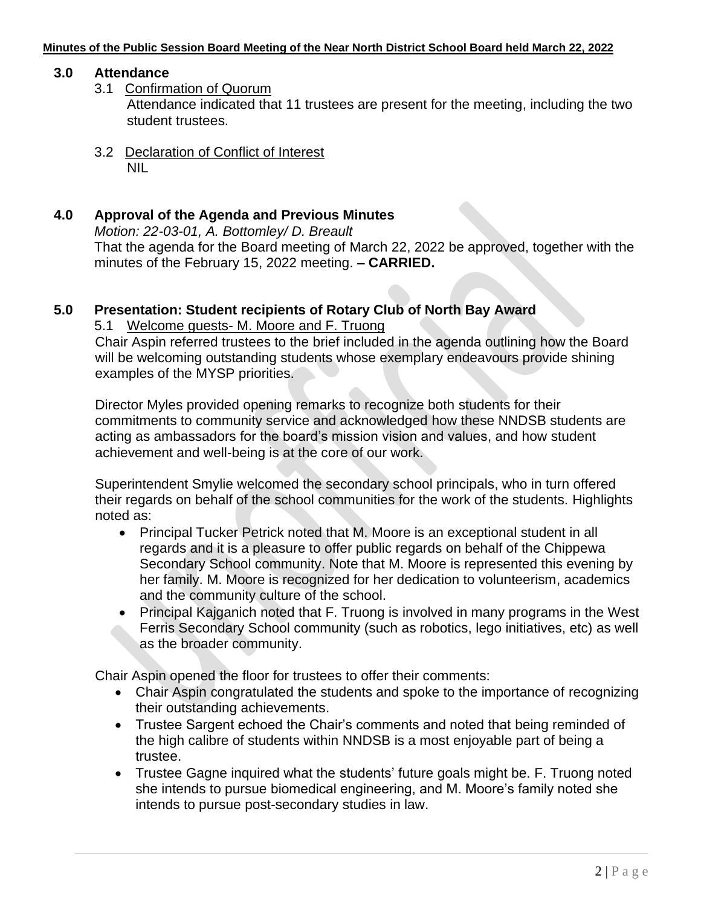## 3.0 Attendance

3.1 Confirmation of Quorum

Attendance indicated that 11 trustees are present for the meeting, including the two student trustees.

3.2 Declaration of Conflict of Interest

NIL

## 4.0 Approval of the Agenda and Previous Minutes

*Motion: 22-03-01, A. Bottomley/ D. Breault*

That the agenda for the Board meeting of March 22, 2022 be approved, together with the minutes of the February 15, 2022 meeting. **– CARRIED.**

## 5.0 Presentation: Student recipients of Rotary Club of North Bay Award

5.1 Welcome guests- M. Moore and F. Truong

Chair Aspin referred trustees to the brief included in the agenda outlining how the Board will be welcoming outstanding students whose exemplary endeavours provide shining examples of the MYSP priorities.

Director Myles provided opening remarks to recognize both students for their commitments to community service and acknowledged how these NNDSB students are acting as ambassadors for the board's mission vision and values, and how student achievement and well-being is at the core of our work.

Superintendent Smylie welcomed the secondary school principals, who in turn offered their regards on behalf of the school communities for the work of the students. Highlights noted as:

- Principal Tucker Petrick noted that M. Moore is an exceptional student in all regards and it is a pleasure to offer public regards on behalf of the Chippewa Secondary School community. Note that M. Moore is represented this evening by her family. M. Moore is recognized for her dedication to volunteerism, academics and the community culture of the school.
- Principal Kajganich noted that F. Truong is involved in many programs in the West Ferris Secondary School community (such as robotics, lego initiatives, etc) as well as the broader community.

Chair Aspin opened the floor for trustees to offer their comments:

- Chair Aspin congratulated the students and spoke to the importance of recognizing their outstanding achievements.
- Trustee Sargent echoed the Chair's comments and noted that being reminded of the high calibre of students within NNDSB is a most enjoyable part of being a trustee.
- Trustee Gagne inquired what the students' future goals might be. F. Truong noted she intends to pursue biomedical engineering, and M. Moore's family noted she intends to pursue post-secondary studies in law.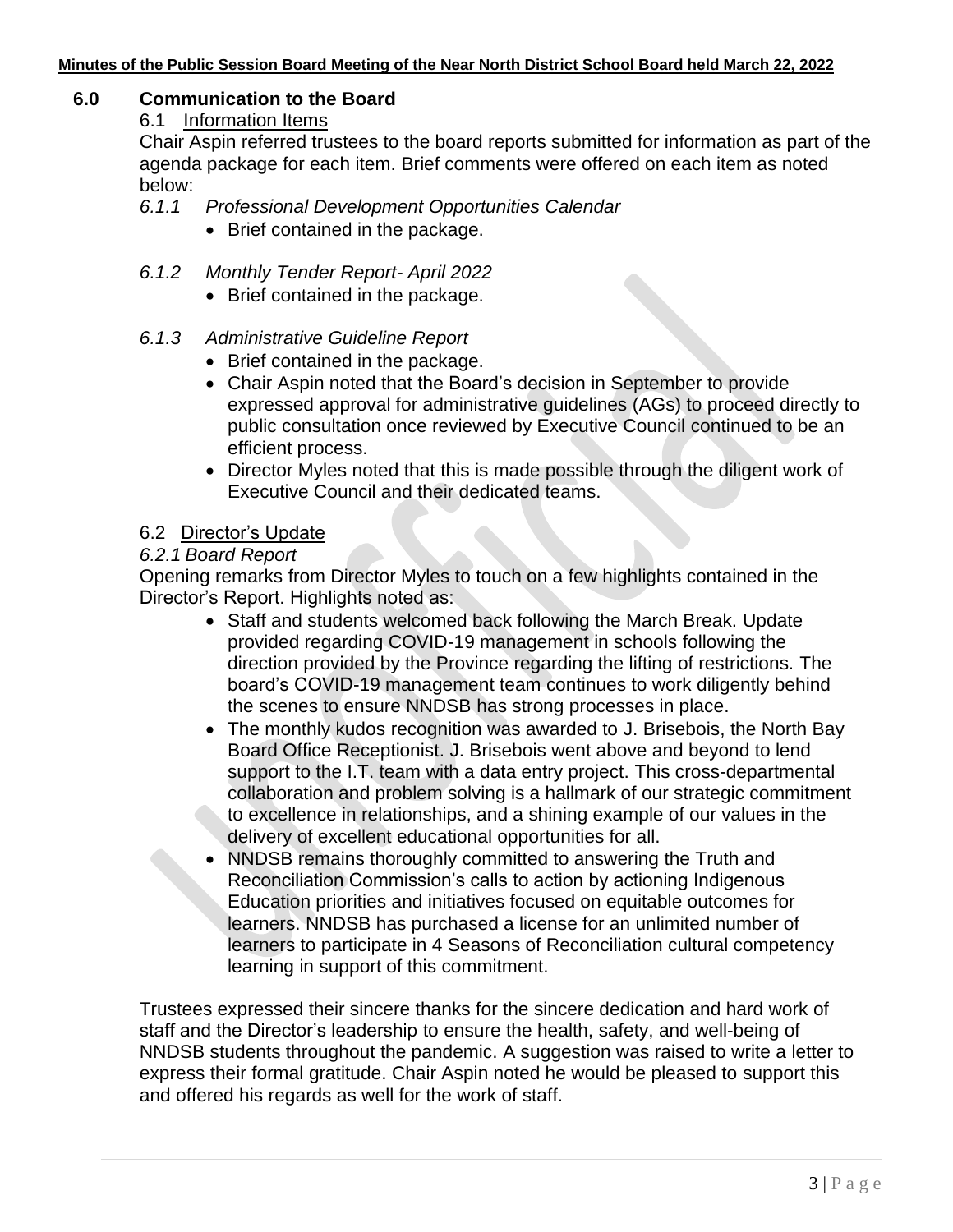## 6.0 Communication to the Board

### 6.1 Information Items

Chair Aspin referred trustees to the board reports submitted for information as part of the agenda package for each item. Brief comments were offered on each item as noted below:

*6.1.1 Professional Development Opportunities Calendar*

- Brief contained in the package.

*6.1.2 Monthly Tender Report- April 2022*

- Brief contained in the package.

*6.1.3 Administrative Guideline Report*

- Brief contained in the package.
- Chair Aspin noted that the Board's decision in September to provide expressed approval for administrative guidelines (AGs) to proceed directly to public consultation once reviewed by Executive Council continued to be an efficient process.
- Director Myles noted that this is made possible through the diligent work of Executive Council and their dedicated teams.

### 6.2 Director's Update

*6.2.1 Board Report*

Opening remarks from Director Myles to touch on a few highlights contained in the Director's Report. Highlights noted as:

- Staff and students welcomed back following the March Break. Update provided regarding COVID-19 management in schools following the direction provided by the Province regarding the lifting of restrictions. The board's COVID-19 management team continues to work diligently behind the scenes to ensure NNDSB has strong processes in place.
- The monthly kudos recognition was awarded to J. Brisebois, the North Bay Board Office Receptionist. J. Brisebois went above and beyond to lend support to the I.T. team with a data entry project. This cross-departmental collaboration and problem solving is a hallmark of our strategic commitment to excellence in relationships, and a shining example of our values in the delivery of excellent educational opportunities for all.
- NNDSB remains thoroughly committed to answering the Truth and Reconciliation Commission's calls to action by actioning Indigenous Education priorities and initiatives focused on equitable outcomes for learners. NNDSB has purchased a license for an unlimited number of learners to participate in 4 Seasons of Reconciliation cultural competency learning in support of this commitment.

Trustees expressed their sincere thanks for the sincere dedication and hard work of staff and the Director's leadership to ensure the health, safety, and well-being of NNDSB students throughout the pandemic. A suggestion was raised to write a letter to express their formal gratitude. Chair Aspin noted he would be pleased to support this and offered his regards as well for the work of staff.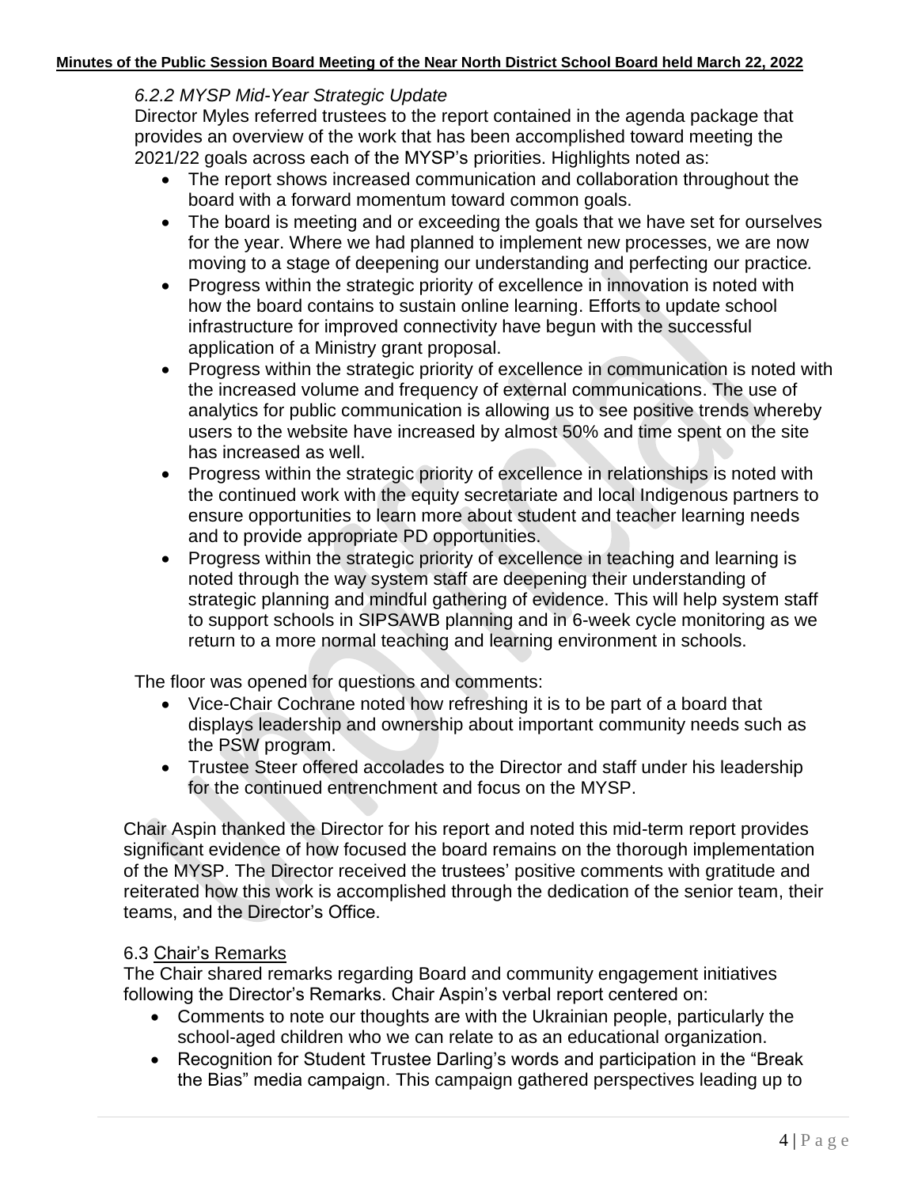### *6.2.2 MYSP Mid-Year Strategic Update*

Director Myles referred trustees to the report contained in the agenda package that provides an overview of the work that has been accomplished toward meeting the 2021/22 goals across each of the MYSP's priorities. Highlights noted as:

- The report shows increased communication and collaboration throughout the board with a forward momentum toward common goals.
- The board is meeting and or exceeding the goals that we have set for ourselves for the year. Where we had planned to implement new processes, we are now moving to a stage of deepening our understanding and perfecting our practice.
- Progress within the strategic priority of excellence in innovation is noted with how the board contains to sustain online learning. Efforts to update school infrastructure for improved connectivity have begun with the successful application of a Ministry grant proposal.
- Progress within the strategic priority of excellence in communication is noted with the increased volume and frequency of external communications. The use of analytics for public communication is allowing us to see positive trends whereby users to the website have increased by almost 50% and time spent on the site has increased as well.
- Progress within the strategic priority of excellence in relationships is noted with the continued work with the equity secretariate and local Indigenous partners to ensure opportunities to learn more about student and teacher learning needs and to provide appropriate PD opportunities.
- Progress within the strategic priority of excellence in teaching and learning is noted through the way system staff are deepening their understanding of strategic planning and mindful gathering of evidence. This will help system staff to support schools in SIPSAWB planning and in 6-week cycle monitoring as we return to a more normal teaching and learning environment in schools.

The floor was opened for questions and comments:

- Vice-Chair Cochrane noted how refreshing it is to be part of a board that displays leadership and ownership about important community needs such as the PSW program.
- Trustee Steer offered accolades to the Director and staff under his leadership for the continued entrenchment and focus on the MYSP.

Chair Aspin thanked the Director for his report and noted this mid-term report provides significant evidence of how focused the board remains on the thorough implementation of the MYSP. The Director received the trustees' positive comments with gratitude and reiterated how this work is accomplished through the dedication of the senior team, their teams, and the Director's Office.

### 6.3 Chair's Remarks

The Chair shared remarks regarding Board and community engagement initiatives following the Director's Remarks. Chair Aspin's verbal report centered on:

- Comments to note our thoughts are with the Ukrainian people, particularly the school-aged children who we can relate to as an educational organization.
- Recognition for Student Trustee Darling's words and participation in the "Break the Bias" media campaign. This campaign gathered perspectives leading up to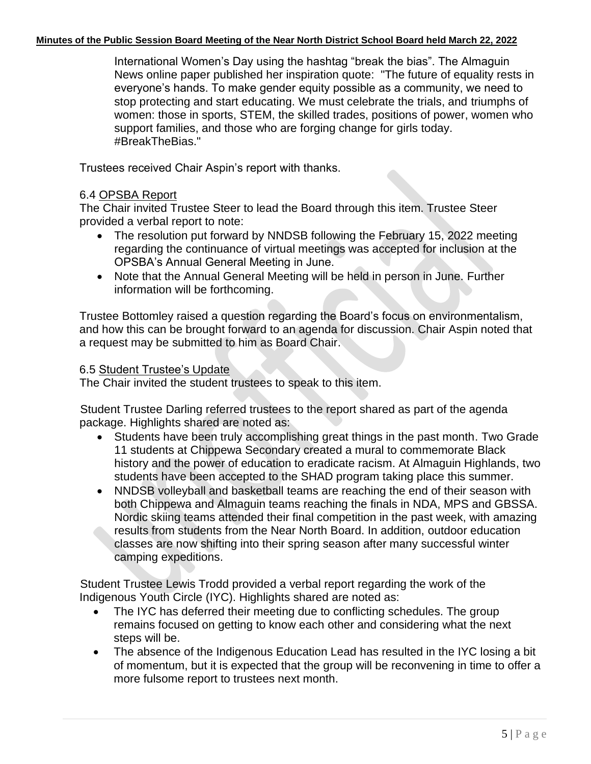International Women's Day using the hashtag "break the bias". The Almaguin News online paper published her inspiration quote: "The future of equality rests in everyone's hands. To make gender equity possible as a community, we need to stop protecting and start educating. We must celebrate the trials, and triumphs of women: those in sports, STEM, the skilled trades, positions of power, women who support families, and those who are forging change for girls today. #BreakTheBias."

Trustees received Chair Aspin's report with thanks.

6.4 OPSBA Report

The Chair invited Trustee Steer to lead the Board through this item. Trustee Steer provided a verbal report to note:

- The resolution put forward by NNDSB following the February 15, 2022 meeting regarding the continuance of virtual meetings was accepted for inclusion at the OPSBA's Annual General Meeting in June.
- Note that the Annual General Meeting will be held in person in June. Further information will be forthcoming.

Trustee Bottomley raised a question regarding the Board's focus on environmentalism, and how this can be brought forward to an agenda for discussion. Chair Aspin noted that a request may be submitted to him as Board Chair.

6.5 Student Trustee's Update

The Chair invited the student trustees to speak to this item.

Student Trustee Darling referred trustees to the report shared as part of the agenda package. Highlights shared are noted as:

- Students have been truly accomplishing great things in the past month. Two Grade 11 students at Chippewa Secondary created a mural to commemorate Black history and the power of education to eradicate racism. At Almaguin Highlands, two students have been accepted to the SHAD program taking place this summer.
- NNDSB volleyball and basketball teams are reaching the end of their season with both Chippewa and Almaguin teams reaching the finals in NDA, MPS and GBSSA. Nordic skiing teams attended their final competition in the past week, with amazing results from students from the Near North Board. In addition, outdoor education classes are now shifting into their spring season after many successful winter camping expeditions.

Student Trustee Lewis Trodd provided a verbal report regarding the work of the Indigenous Youth Circle (IYC). Highlights shared are noted as:

- The IYC has deferred their meeting due to conflicting schedules. The group remains focused on getting to know each other and considering what the next steps will be.
- The absence of the Indigenous Education Lead has resulted in the IYC losing a bit of momentum, but it is expected that the group will be reconvening in time to offer a more fulsome report to trustees next month.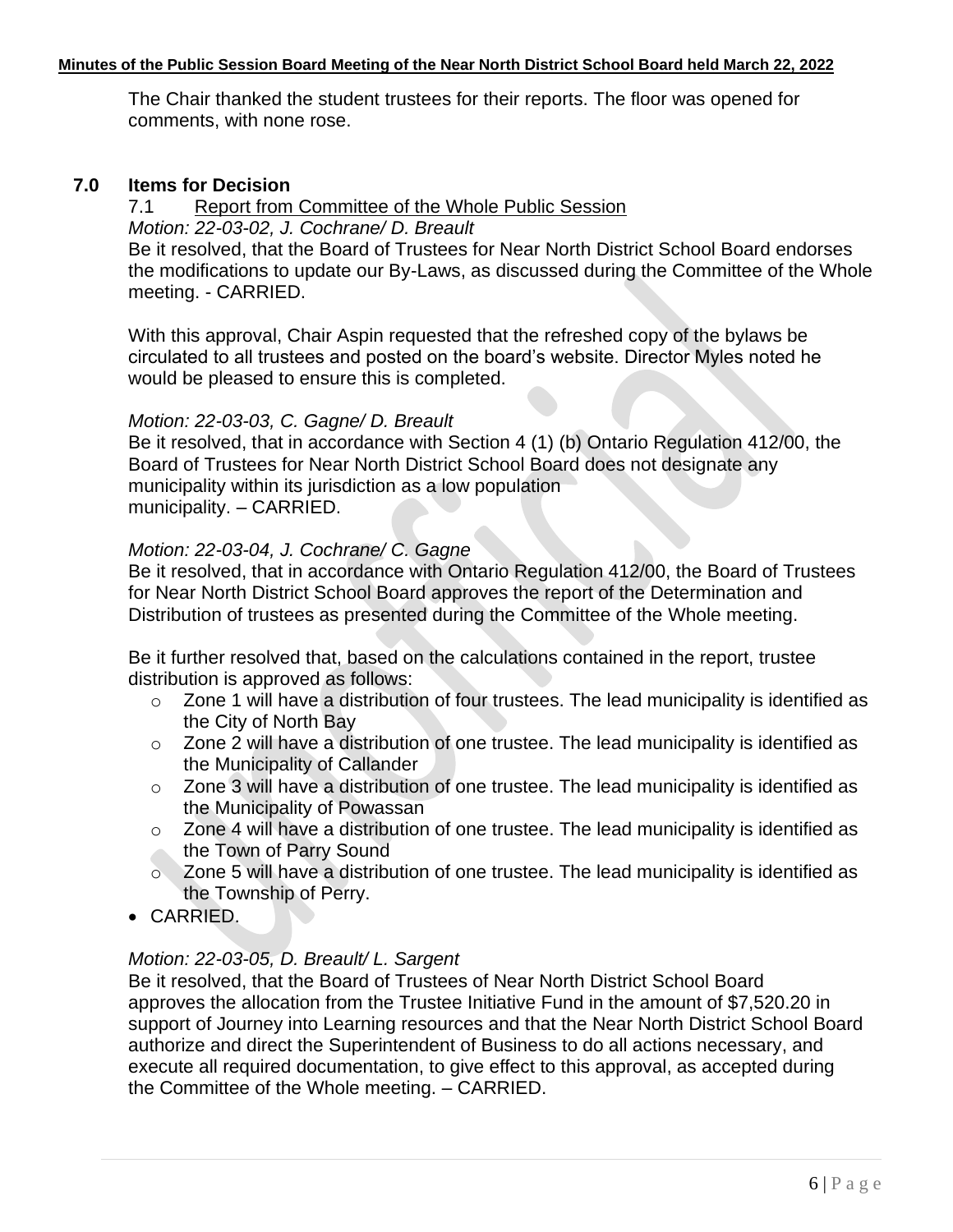The Chair thanked the student trustees for their reports. The floor was opened for comments, with none rose.

## 7.0 Items for Decision

7.1 Report from Committee of the Whole Public Session

*Motion: 22-03-02, J. Cochrane/ D. Breault*

Be it resolved, that the Board of Trustees for Near North District School Board endorses the modifications to update our By-Laws, as discussed during the Committee of the Whole meeting. - CARRIED.

With this approval, Chair Aspin requested that the refreshed copy of the bylaws be circulated to all trustees and posted on the board's website. Director Myles noted he would be pleased to ensure this is completed.

*Motion: 22-03-03, C. Gagne/ D. Breault*

Be it resolved, that in accordance with Section 4 (1) (b) Ontario Regulation 412/00, the Board of Trustees for Near North District School Board does not designate any municipality within its jurisdiction as a low population municipality. – CARRIED.

*Motion: 22-03-04, J. Cochrane/ C. Gagne*

Be it resolved, that in accordance with Ontario Regulation 412/00, the Board of Trustees for Near North District School Board approves the report of the Determination and Distribution of trustees as presented during the Committee of the Whole meeting.

Be it further resolved that, based on the calculations contained in the report, trustee distribution is approved as follows:

- Zone 1 will have a distribution of four trustees. The lead municipality is identified as the City of North Bay
- Zone 2 will have a distribution of one trustee. The lead municipality is identified as the Municipality of Callander
- Zone 3 will have a distribution of one trustee. The lead municipality is identified as the Municipality of Powassan
- Zone 4 will have a distribution of one trustee. The lead municipality is identified as the Town of Parry Sound
- Zone 5 will have a distribution of one trustee. The lead municipality is identified as the Township of Perry.

- CARRIED.

*Motion: 22-03-05, D. Breault/ L. Sargent*

Be it resolved, that the Board of Trustees of Near North District School Board approves the allocation from the Trustee Initiative Fund in the amount of $7,520.20 in support of Journey into Learning resources and that the Near North District School Board authorize and direct the Superintendent of Business to do all actions necessary, and execute all required documentation, to give effect to this approval, as accepted during the Committee of the Whole meeting. – CARRIED.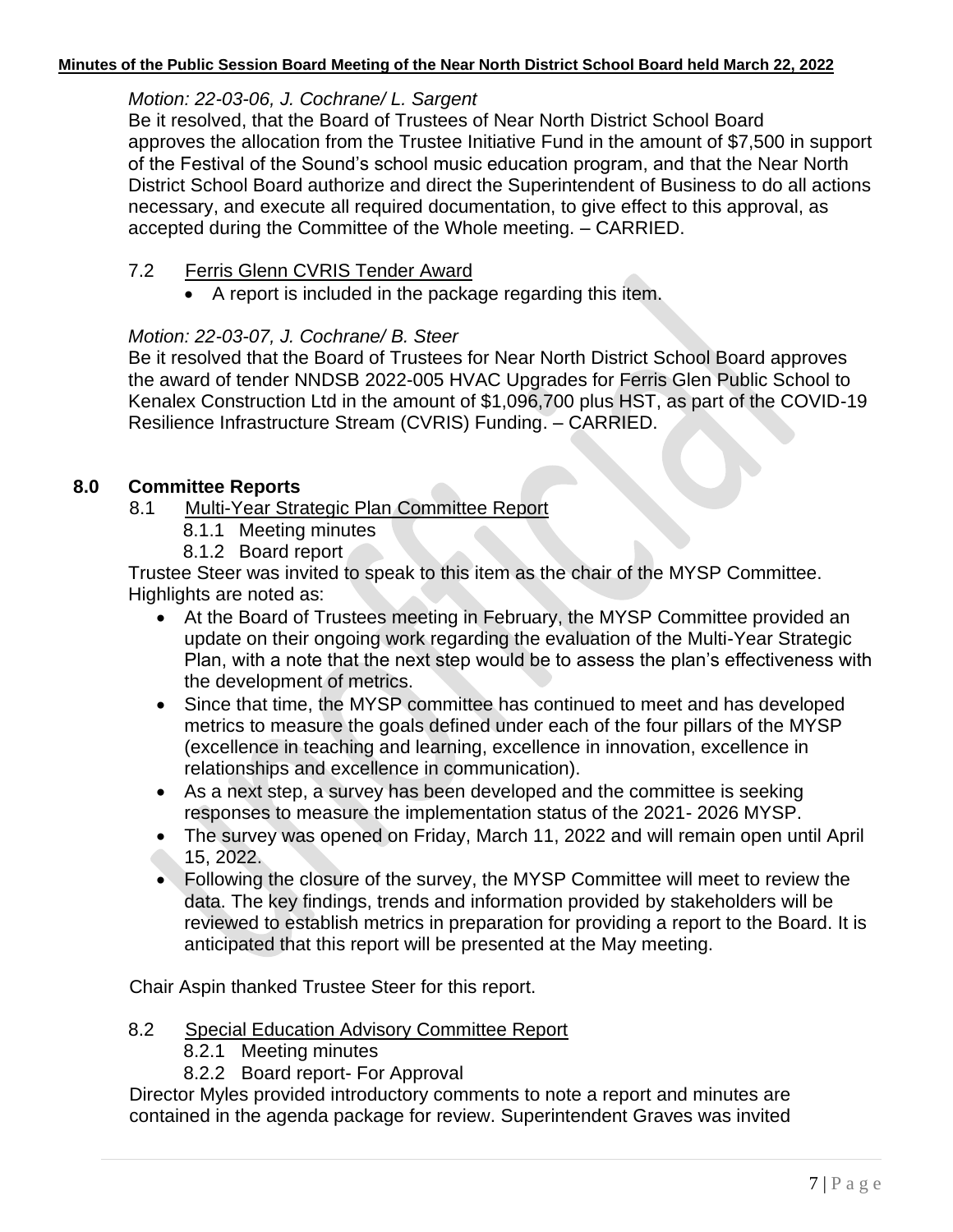*Motion: 22-03-06, J. Cochrane/ L. Sargent*
Be it resolved, that the Board of Trustees of Near North District School Board approves the allocation from the Trustee Initiative Fund in the amount of $7,500 in support of the Festival of the Sound's school music education program, and that the Near North District School Board authorize and direct the Superintendent of Business to do all actions necessary, and execute all required documentation, to give effect to this approval, as accepted during the Committee of the Whole meeting. – CARRIED.

7.2 Ferris Glenn CVRIS Tender Award

- A report is included in the package regarding this item.

*Motion: 22-03-07, J. Cochrane/ B. Steer*
Be it resolved that the Board of Trustees for Near North District School Board approves the award of tender NNDSB 2022-005 HVAC Upgrades for Ferris Glen Public School to Kenalex Construction Ltd in the amount of $1,096,700 plus HST, as part of the COVID-19 Resilience Infrastructure Stream (CVRIS) Funding. – CARRIED.

## 8.0 Committee Reports

8.1 Multi-Year Strategic Plan Committee Report
  8.1.1 Meeting minutes
  8.1.2 Board report

Trustee Steer was invited to speak to this item as the chair of the MYSP Committee. Highlights are noted as:

- At the Board of Trustees meeting in February, the MYSP Committee provided an update on their ongoing work regarding the evaluation of the Multi-Year Strategic Plan, with a note that the next step would be to assess the plan's effectiveness with the development of metrics.
- Since that time, the MYSP committee has continued to meet and has developed metrics to measure the goals defined under each of the four pillars of the MYSP (excellence in teaching and learning, excellence in innovation, excellence in relationships and excellence in communication).
- As a next step, a survey has been developed and the committee is seeking responses to measure the implementation status of the 2021- 2026 MYSP.
- The survey was opened on Friday, March 11, 2022 and will remain open until April 15, 2022.
- Following the closure of the survey, the MYSP Committee will meet to review the data. The key findings, trends and information provided by stakeholders will be reviewed to establish metrics in preparation for providing a report to the Board. It is anticipated that this report will be presented at the May meeting.

Chair Aspin thanked Trustee Steer for this report.

8.2 Special Education Advisory Committee Report
  8.2.1 Meeting minutes
  8.2.2 Board report- For Approval

Director Myles provided introductory comments to note a report and minutes are contained in the agenda package for review. Superintendent Graves was invited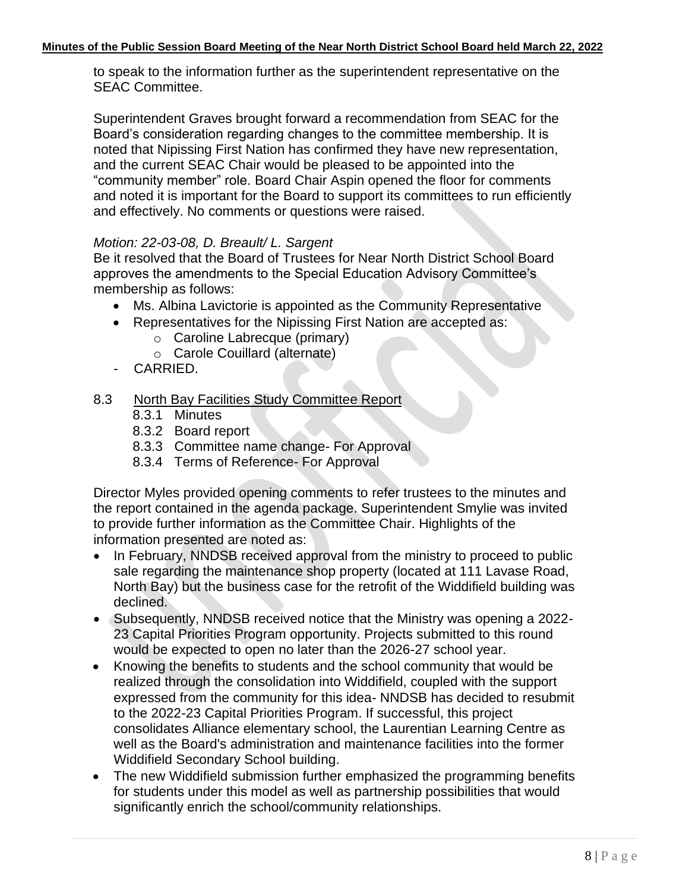to speak to the information further as the superintendent representative on the SEAC Committee.

Superintendent Graves brought forward a recommendation from SEAC for the Board's consideration regarding changes to the committee membership. It is noted that Nipissing First Nation has confirmed they have new representation, and the current SEAC Chair would be pleased to be appointed into the "community member" role. Board Chair Aspin opened the floor for comments and noted it is important for the Board to support its committees to run efficiently and effectively. No comments or questions were raised.

*Motion: 22-03-08, D. Breault/ L. Sargent*

Be it resolved that the Board of Trustees for Near North District School Board approves the amendments to the Special Education Advisory Committee's membership as follows:

- Ms. Albina Lavictorie is appointed as the Community Representative
- Representatives for the Nipissing First Nation are accepted as:
  - Caroline Labrecque (primary)
  - Carole Couillard (alternate)

- CARRIED.

8.3 North Bay Facilities Study Committee Report

- 8.3.1 Minutes
- 8.3.2 Board report
- 8.3.3 Committee name change- For Approval
- 8.3.4 Terms of Reference- For Approval

Director Myles provided opening comments to refer trustees to the minutes and the report contained in the agenda package. Superintendent Smylie was invited to provide further information as the Committee Chair. Highlights of the information presented are noted as:

- In February, NNDSB received approval from the ministry to proceed to public sale regarding the maintenance shop property (located at 111 Lavase Road, North Bay) but the business case for the retrofit of the Widdifield building was declined.
- Subsequently, NNDSB received notice that the Ministry was opening a 2022-23 Capital Priorities Program opportunity. Projects submitted to this round would be expected to open no later than the 2026-27 school year.
- Knowing the benefits to students and the school community that would be realized through the consolidation into Widdifield, coupled with the support expressed from the community for this idea- NNDSB has decided to resubmit to the 2022-23 Capital Priorities Program. If successful, this project consolidates Alliance elementary school, the Laurentian Learning Centre as well as the Board's administration and maintenance facilities into the former Widdifield Secondary School building.
- The new Widdifield submission further emphasized the programming benefits for students under this model as well as partnership possibilities that would significantly enrich the school/community relationships.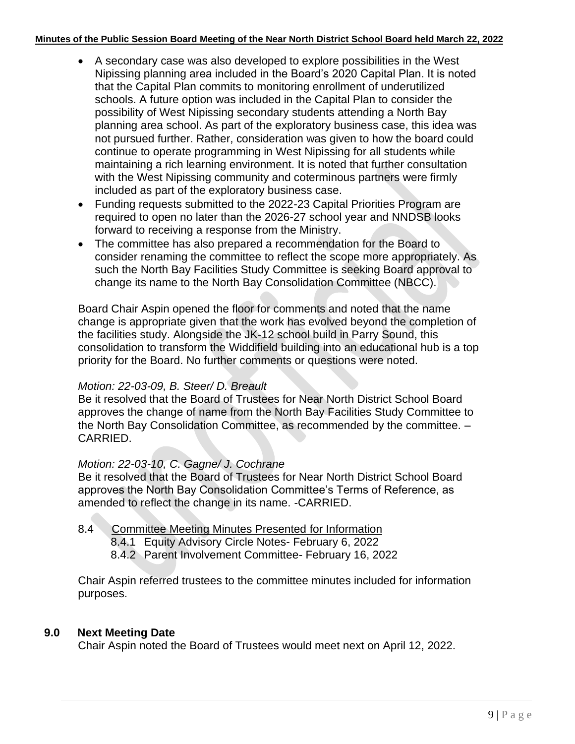- A secondary case was also developed to explore possibilities in the West Nipissing planning area included in the Board's 2020 Capital Plan. It is noted that the Capital Plan commits to monitoring enrollment of underutilized schools. A future option was included in the Capital Plan to consider the possibility of West Nipissing secondary students attending a North Bay planning area school. As part of the exploratory business case, this idea was not pursued further. Rather, consideration was given to how the board could continue to operate programming in West Nipissing for all students while maintaining a rich learning environment. It is noted that further consultation with the West Nipissing community and coterminous partners were firmly included as part of the exploratory business case.
- Funding requests submitted to the 2022-23 Capital Priorities Program are required to open no later than the 2026-27 school year and NNDSB looks forward to receiving a response from the Ministry.
- The committee has also prepared a recommendation for the Board to consider renaming the committee to reflect the scope more appropriately. As such the North Bay Facilities Study Committee is seeking Board approval to change its name to the North Bay Consolidation Committee (NBCC).

Board Chair Aspin opened the floor for comments and noted that the name change is appropriate given that the work has evolved beyond the completion of the facilities study. Alongside the JK-12 school build in Parry Sound, this consolidation to transform the Widdifield building into an educational hub is a top priority for the Board. No further comments or questions were noted.

*Motion: 22-03-09, B. Steer/ D. Breault*
Be it resolved that the Board of Trustees for Near North District School Board approves the change of name from the North Bay Facilities Study Committee to the North Bay Consolidation Committee, as recommended by the committee. – CARRIED.

*Motion: 22-03-10, C. Gagne/ J. Cochrane*
Be it resolved that the Board of Trustees for Near North District School Board approves the North Bay Consolidation Committee's Terms of Reference, as amended to reflect the change in its name. -CARRIED.

8.4 Committee Meeting Minutes Presented for Information
 8.4.1 Equity Advisory Circle Notes- February 6, 2022
 8.4.2 Parent Involvement Committee- February 16, 2022

Chair Aspin referred trustees to the committee minutes included for information purposes.

## 9.0 Next Meeting Date

Chair Aspin noted the Board of Trustees would meet next on April 12, 2022.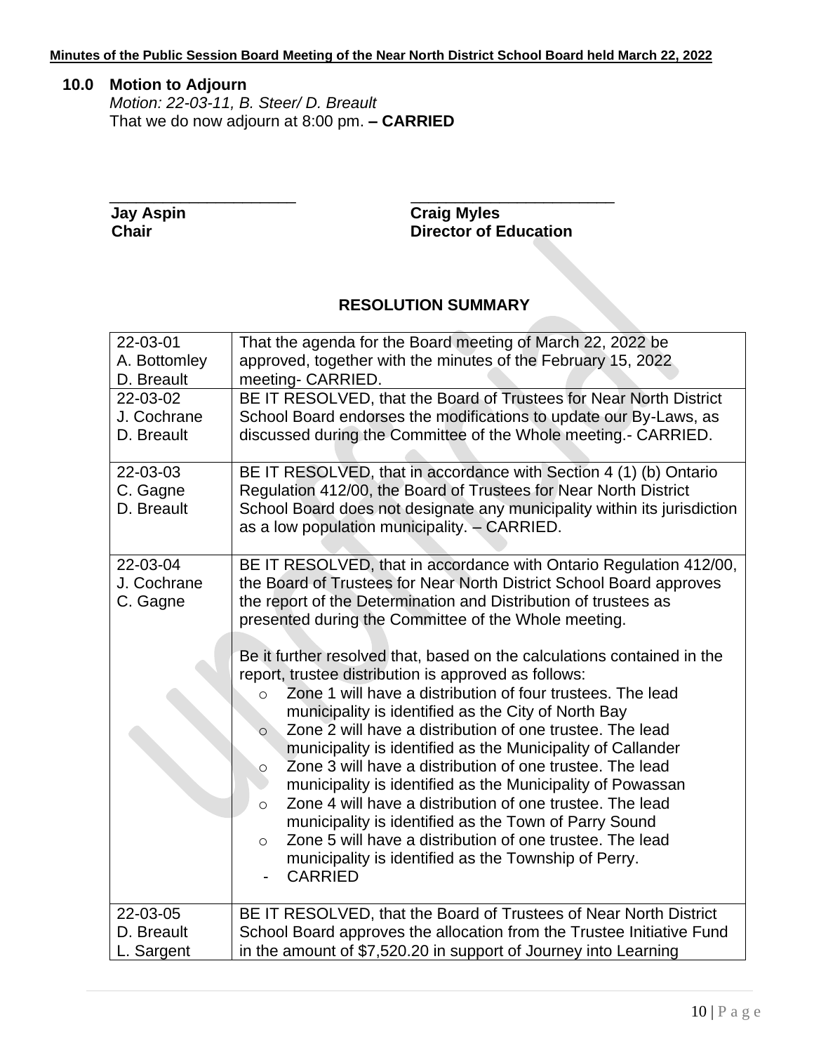## 10.0 Motion to Adjourn

*Motion: 22-03-11, B. Steer/ D. Breault*
That we do now adjourn at 8:00 pm. **– CARRIED**

| ______________________ | ________________________ |
|---|---|
| **Jay Aspin** | **Craig Myles** |
| **Chair** | **Director of Education** |

## RESOLUTION SUMMARY

| | |
|---|---|
| 22-03-01<br>A. Bottomley<br>D. Breault | That the agenda for the Board meeting of March 22, 2022 be approved, together with the minutes of the February 15, 2022 meeting- CARRIED. |
| 22-03-02<br>J. Cochrane<br>D. Breault | BE IT RESOLVED, that the Board of Trustees for Near North District School Board endorses the modifications to update our By-Laws, as discussed during the Committee of the Whole meeting.- CARRIED. |
| 22-03-03<br>C. Gagne<br>D. Breault | BE IT RESOLVED, that in accordance with Section 4 (1) (b) Ontario Regulation 412/00, the Board of Trustees for Near North District School Board does not designate any municipality within its jurisdiction as a low population municipality. – CARRIED. |
| 22-03-04<br>J. Cochrane<br>C. Gagne | BE IT RESOLVED, that in accordance with Ontario Regulation 412/00, the Board of Trustees for Near North District School Board approves the report of the Determination and Distribution of trustees as presented during the Committee of the Whole meeting.<br><br>Be it further resolved that, based on the calculations contained in the report, trustee distribution is approved as follows:<br>○ Zone 1 will have a distribution of four trustees. The lead municipality is identified as the City of North Bay<br>○ Zone 2 will have a distribution of one trustee. The lead municipality is identified as the Municipality of Callander<br>○ Zone 3 will have a distribution of one trustee. The lead municipality is identified as the Municipality of Powassan<br>○ Zone 4 will have a distribution of one trustee. The lead municipality is identified as the Town of Parry Sound<br>○ Zone 5 will have a distribution of one trustee. The lead municipality is identified as the Township of Perry.<br>- CARRIED |
| 22-03-05<br>D. Breault<br>L. Sargent | BE IT RESOLVED, that the Board of Trustees of Near North District School Board approves the allocation from the Trustee Initiative Fund in the amount of $7,520.20 in support of Journey into Learning |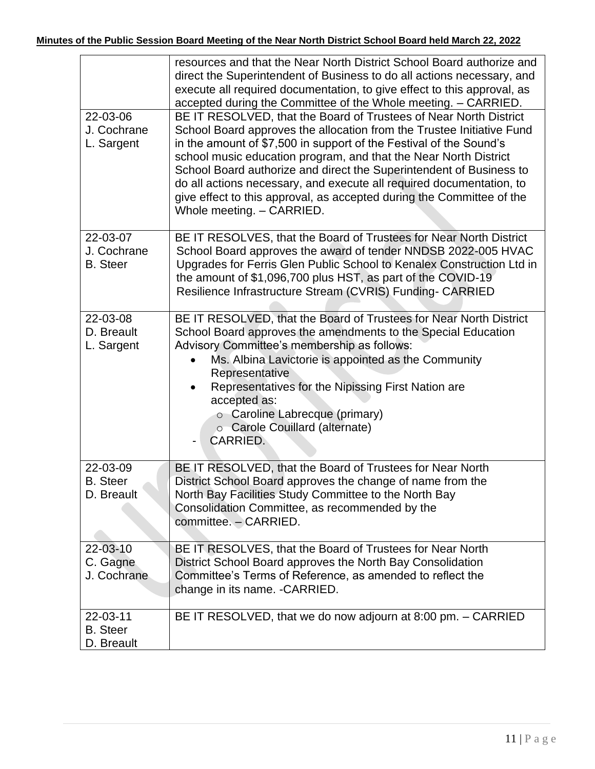| | |
|---|---|
| | resources and that the Near North District School Board authorize and direct the Superintendent of Business to do all actions necessary, and execute all required documentation, to give effect to this approval, as accepted during the Committee of the Whole meeting. – CARRIED. |
| 22-03-06<br>J. Cochrane<br>L. Sargent | BE IT RESOLVED, that the Board of Trustees of Near North District School Board approves the allocation from the Trustee Initiative Fund in the amount of $7,500 in support of the Festival of the Sound's school music education program, and that the Near North District School Board authorize and direct the Superintendent of Business to do all actions necessary, and execute all required documentation, to give effect to this approval, as accepted during the Committee of the Whole meeting. – CARRIED. |
| 22-03-07<br>J. Cochrane<br>B. Steer | BE IT RESOLVES, that the Board of Trustees for Near North District School Board approves the award of tender NNDSB 2022-005 HVAC Upgrades for Ferris Glen Public School to Kenalex Construction Ltd in the amount of $1,096,700 plus HST, as part of the COVID-19 Resilience Infrastructure Stream (CVRIS) Funding- CARRIED |
| 22-03-08<br>D. Breault<br>L. Sargent | BE IT RESOLVED, that the Board of Trustees for Near North District School Board approves the amendments to the Special Education Advisory Committee's membership as follows:<br>• Ms. Albina Lavictorie is appointed as the Community Representative<br>• Representatives for the Nipissing First Nation are accepted as:<br>  ○ Caroline Labrecque (primary)<br>  ○ Carole Couillard (alternate)<br>- CARRIED. |
| 22-03-09<br>B. Steer<br>D. Breault | BE IT RESOLVED, that the Board of Trustees for Near North District School Board approves the change of name from the North Bay Facilities Study Committee to the North Bay Consolidation Committee, as recommended by the committee. – CARRIED. |
| 22-03-10<br>C. Gagne<br>J. Cochrane | BE IT RESOLVES, that the Board of Trustees for Near North District School Board approves the North Bay Consolidation Committee's Terms of Reference, as amended to reflect the change in its name. -CARRIED. |
| 22-03-11<br>B. Steer<br>D. Breault | BE IT RESOLVED, that we do now adjourn at 8:00 pm. – CARRIED |